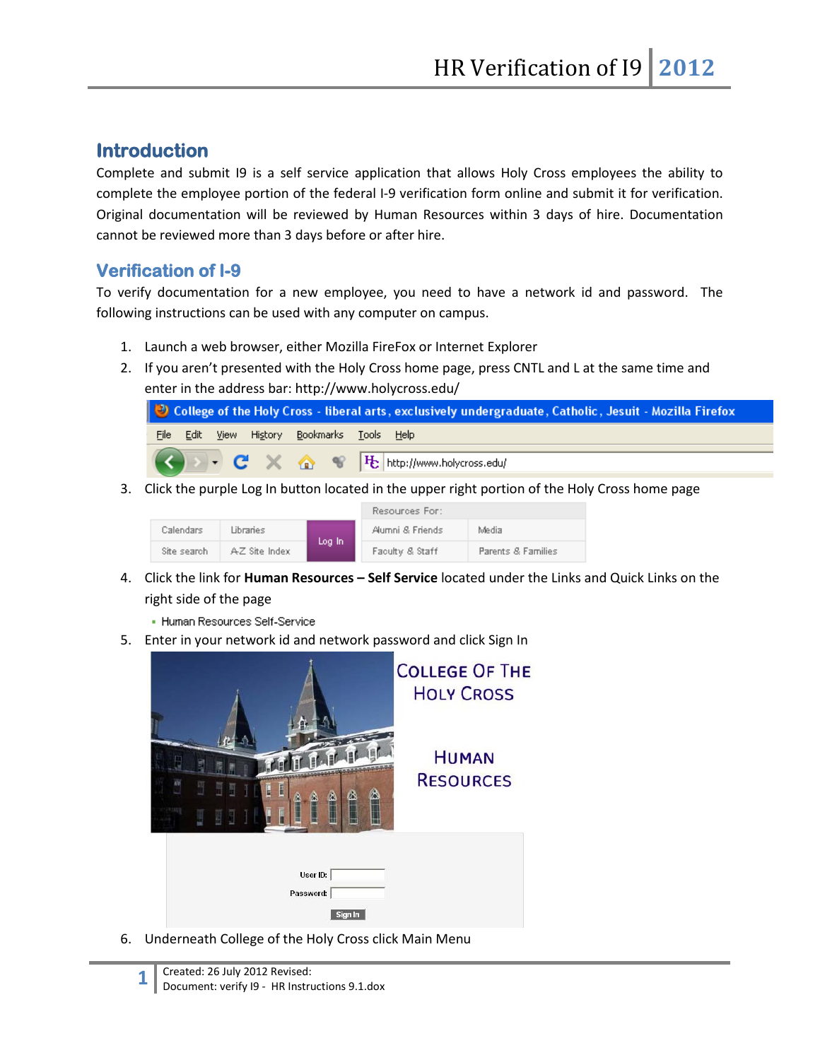## Introduction

Complete and submit I9 is a self service application that allows Holy Cross employees the ability to complete the employee portion of the federal I-9 verification form online and submit it for verification. Original documentation will be reviewed by Human Resources within 3 days of hire. Documentation cannot be reviewed more than 3 days before or after hire.

## Verification of I-9

To verify documentation for a new employee, you need to have a network id and password. The following instructions can be used with any computer on campus.

1. Launch a web browser, either Mozilla FireFox or Internet Explorer
2. If you aren't presented with the Holy Cross home page, press CNTL and L at the same time and enter in the address bar: http://www.holycross.edu/
3. Click the purple Log In button located in the upper right portion of the Holy Cross home page
4. Click the link for **Human Resources – Self Service** located under the Links and Quick Links on the right side of the page
5. Enter in your network id and network password and click Sign In
6. Underneath College of the Holy Cross click Main Menu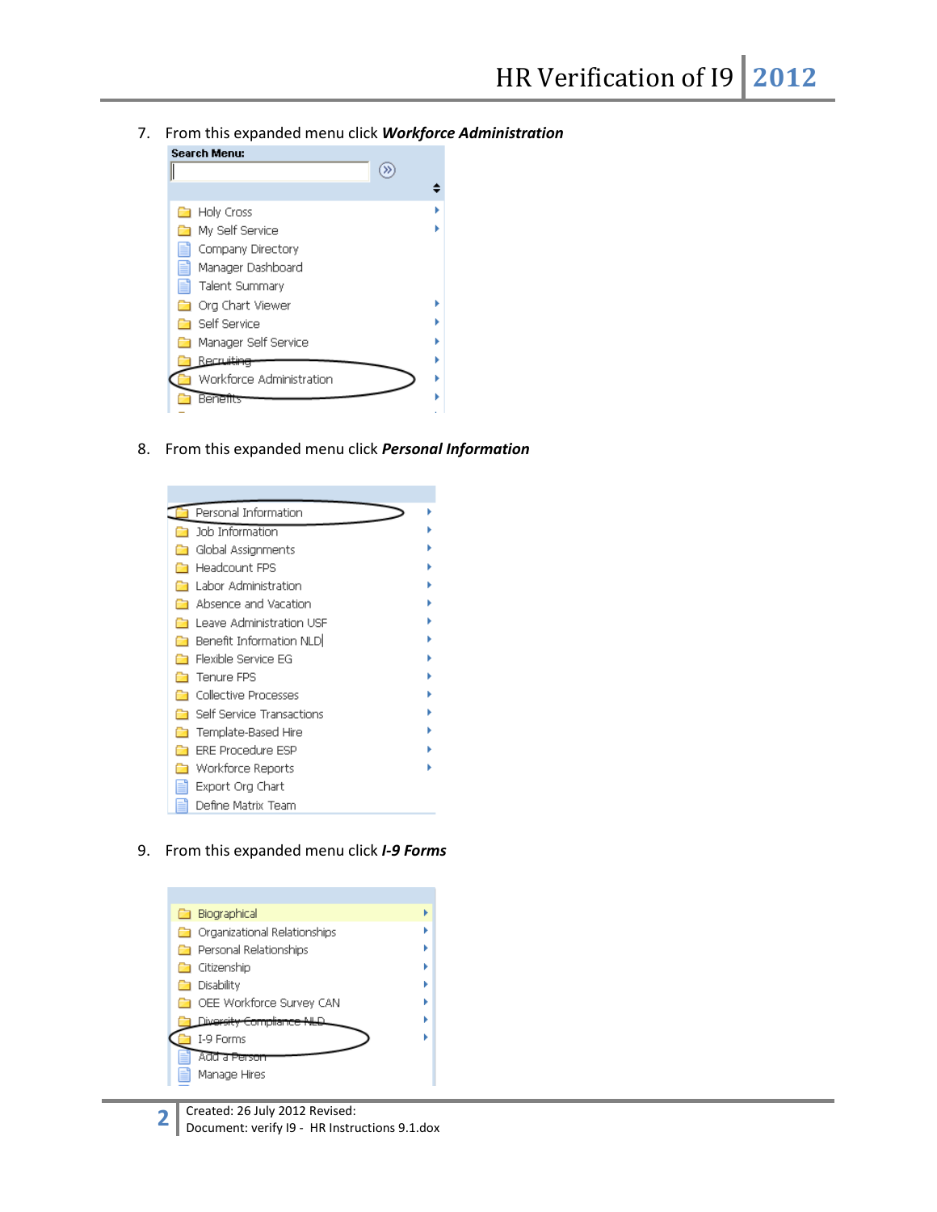7. From this expanded menu click ***Workforce Administration***

Search Menu:

Holy Cross
My Self Service
Company Directory
Manager Dashboard
Talent Summary
Org Chart Viewer
Self Service
Manager Self Service
Recruiting
Workforce Administration
Benefits

8. From this expanded menu click ***Personal Information***

Personal Information
Job Information
Global Assignments
Headcount FPS
Labor Administration
Absence and Vacation
Leave Administration USF
Benefit Information NLD
Flexible Service EG
Tenure FPS
Collective Processes
Self Service Transactions
Template-Based Hire
ERE Procedure ESP
Workforce Reports
Export Org Chart
Define Matrix Team

9. From this expanded menu click ***I-9 Forms***

Biographical
Organizational Relationships
Personal Relationships
Citizenship
Disability
OEE Workforce Survey CAN
Diversity Compliance NLD
I-9 Forms
Add a Person
Manage Hires

Created: 26 July 2012 Revised:
Document: verify I9 - HR Instructions 9.1.dox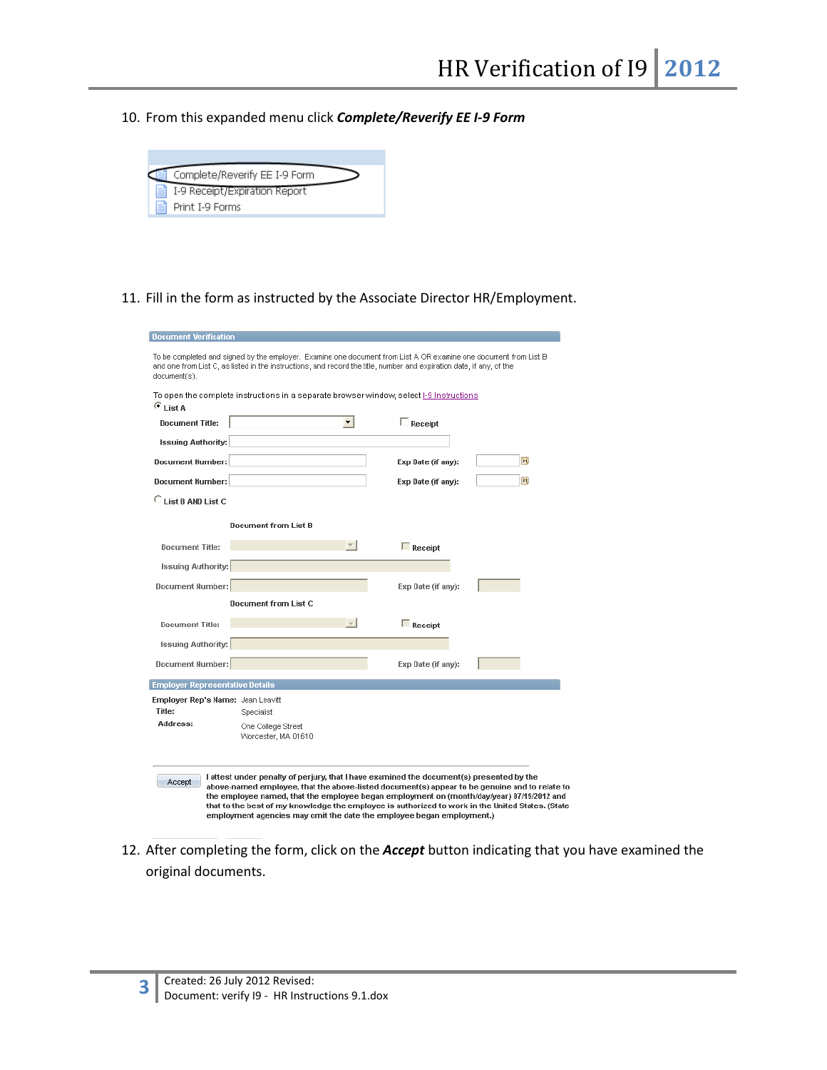10. From this expanded menu click ***Complete/Reverify EE I-9 Form***

Complete/Reverify EE I-9 Form
I-9 Receipt/Expiration Report
Print I-9 Forms

11. Fill in the form as instructed by the Associate Director HR/Employment.

**Document Verification**

To be completed and signed by the employer. Examine one document from List A OR examine one document from List B and one from List C, as listed in the instructions, and record the title, number and expiration date, if any, of the document(s).

To open the complete instructions in a separate browser window, select I-9 Instructions

List A

Document Title: Receipt

Issuing Authority:

Document Number: Exp Date (if any):

Document Number: Exp Date (if any):

List B AND List C

Document from List B

Document Title: Receipt

Issuing Authority:

Document Number: Exp Date (if any):

Document from List C

Document Title: Receipt

Issuing Authority:

Document Number: Exp Date (if any):

**Employer Representative Details**

Employer Rep's Name: Jean Leavitt
Title: Specialist
Address: One College Street
Worcester, MA 01610

Accept

I attest under penalty of perjury, that I have examined the document(s) presented by the above-named employee, that the above-listed document(s) appear to be genuine and to relate to the employee named, that the employee began employment on (month/day/year) 07/19/2012 and that to the best of my knowledge the employee is authorized to work in the United States. (State employment agencies may omit the date the employee began employment.)

12. After completing the form, click on the ***Accept*** button indicating that you have examined the original documents.